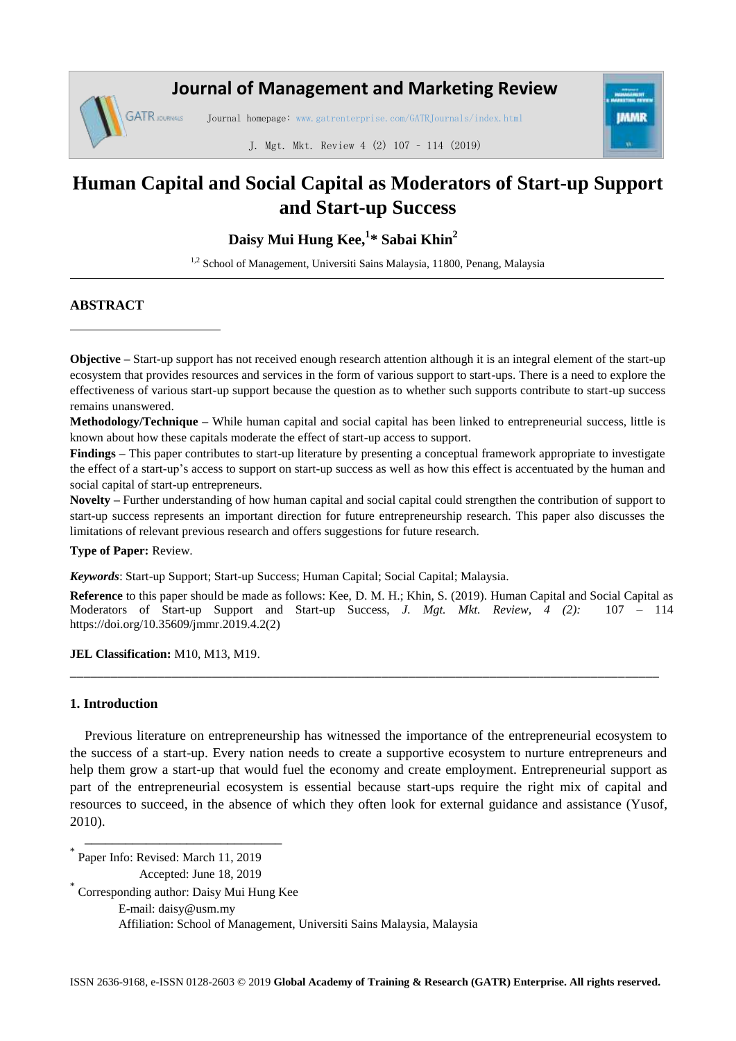# Human Capital and Social Capital as Moderators of Start-up Support and Start-up Success

**Daisy Mui Hung Kee,[1]* Sabai Khin[2]**

[1,2] School of Management, Universiti Sains Malaysia, 11800, Penang, Malaysia

## ABSTRACT

**Objective –** Start-up support has not received enough research attention although it is an integral element of the start-up ecosystem that provides resources and services in the form of various support to start-ups. There is a need to explore the effectiveness of various start-up support because the question as to whether such supports contribute to start-up success remains unanswered.

**Methodology/Technique –** While human capital and social capital has been linked to entrepreneurial success, little is known about how these capitals moderate the effect of start-up access to support.

**Findings –** This paper contributes to start-up literature by presenting a conceptual framework appropriate to investigate the effect of a start-up's access to support on start-up success as well as how this effect is accentuated by the human and social capital of start-up entrepreneurs.

**Novelty –** Further understanding of how human capital and social capital could strengthen the contribution of support to start-up success represents an important direction for future entrepreneurship research. This paper also discusses the limitations of relevant previous research and offers suggestions for future research.

**Type of Paper:** Review.

***Keywords***: Start-up Support; Start-up Success; Human Capital; Social Capital; Malaysia.

**Reference** to this paper should be made as follows: Kee, D. M. H.; Khin, S. (2019). Human Capital and Social Capital as Moderators of Start-up Support and Start-up Success, *J. Mgt. Mkt. Review, 4 (2):* 107 – 114 https://doi.org/10.35609/jmmr.2019.4.2(2)

**JEL Classification:** M10, M13, M19.

## 1. Introduction

Previous literature on entrepreneurship has witnessed the importance of the entrepreneurial ecosystem to the success of a start-up. Every nation needs to create a supportive ecosystem to nurture entrepreneurs and help them grow a start-up that would fuel the economy and create employment. Entrepreneurial support as part of the entrepreneurial ecosystem is essential because start-ups require the right mix of capital and resources to succeed, in the absence of which they often look for external guidance and assistance (Yusof, 2010).

---

* Paper Info: Revised: March 11, 2019
Accepted: June 18, 2019

* Corresponding author: Daisy Mui Hung Kee
E-mail: daisy@usm.my
Affiliation: School of Management, Universiti Sains Malaysia, Malaysia

ISSN 2636-9168, e-ISSN 0128-2603 © 2019 **Global Academy of Training & Research (GATR) Enterprise. All rights reserved.**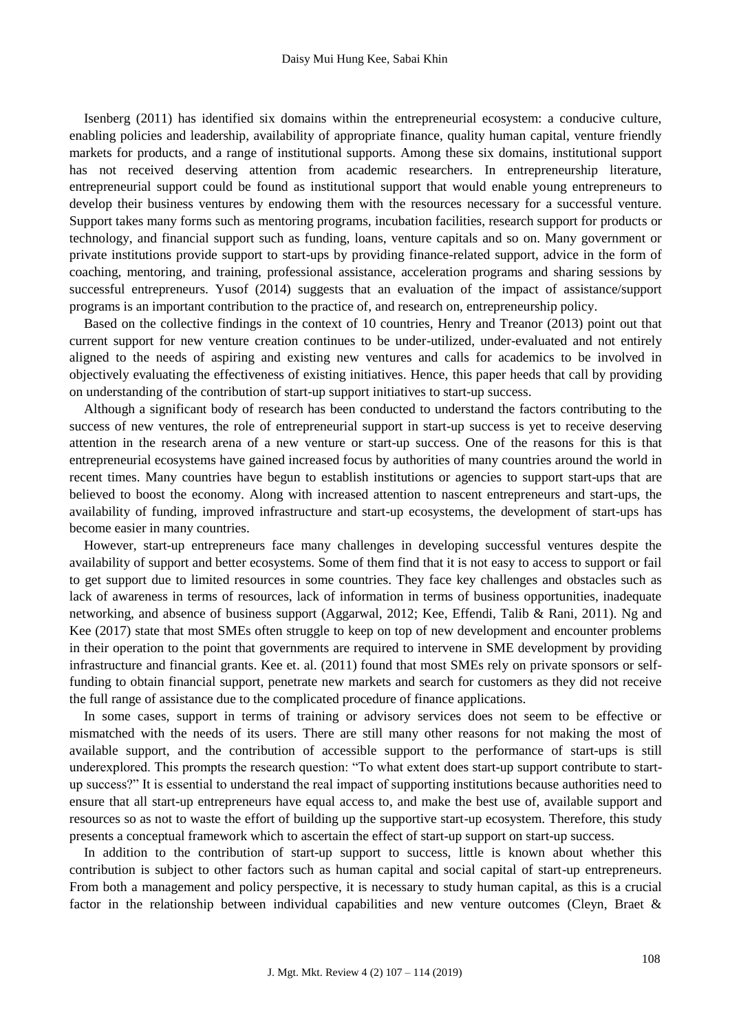Isenberg (2011) has identified six domains within the entrepreneurial ecosystem: a conducive culture, enabling policies and leadership, availability of appropriate finance, quality human capital, venture friendly markets for products, and a range of institutional supports. Among these six domains, institutional support has not received deserving attention from academic researchers. In entrepreneurship literature, entrepreneurial support could be found as institutional support that would enable young entrepreneurs to develop their business ventures by endowing them with the resources necessary for a successful venture. Support takes many forms such as mentoring programs, incubation facilities, research support for products or technology, and financial support such as funding, loans, venture capitals and so on. Many government or private institutions provide support to start-ups by providing finance-related support, advice in the form of coaching, mentoring, and training, professional assistance, acceleration programs and sharing sessions by successful entrepreneurs. Yusof (2014) suggests that an evaluation of the impact of assistance/support programs is an important contribution to the practice of, and research on, entrepreneurship policy.

Based on the collective findings in the context of 10 countries, Henry and Treanor (2013) point out that current support for new venture creation continues to be under-utilized, under-evaluated and not entirely aligned to the needs of aspiring and existing new ventures and calls for academics to be involved in objectively evaluating the effectiveness of existing initiatives. Hence, this paper heeds that call by providing on understanding of the contribution of start-up support initiatives to start-up success.

Although a significant body of research has been conducted to understand the factors contributing to the success of new ventures, the role of entrepreneurial support in start-up success is yet to receive deserving attention in the research arena of a new venture or start-up success. One of the reasons for this is that entrepreneurial ecosystems have gained increased focus by authorities of many countries around the world in recent times. Many countries have begun to establish institutions or agencies to support start-ups that are believed to boost the economy. Along with increased attention to nascent entrepreneurs and start-ups, the availability of funding, improved infrastructure and start-up ecosystems, the development of start-ups has become easier in many countries.

However, start-up entrepreneurs face many challenges in developing successful ventures despite the availability of support and better ecosystems. Some of them find that it is not easy to access to support or fail to get support due to limited resources in some countries. They face key challenges and obstacles such as lack of awareness in terms of resources, lack of information in terms of business opportunities, inadequate networking, and absence of business support (Aggarwal, 2012; Kee, Effendi, Talib & Rani, 2011). Ng and Kee (2017) state that most SMEs often struggle to keep on top of new development and encounter problems in their operation to the point that governments are required to intervene in SME development by providing infrastructure and financial grants. Kee et. al. (2011) found that most SMEs rely on private sponsors or self-funding to obtain financial support, penetrate new markets and search for customers as they did not receive the full range of assistance due to the complicated procedure of finance applications.

In some cases, support in terms of training or advisory services does not seem to be effective or mismatched with the needs of its users. There are still many other reasons for not making the most of available support, and the contribution of accessible support to the performance of start-ups is still underexplored. This prompts the research question: "To what extent does start-up support contribute to start-up success?" It is essential to understand the real impact of supporting institutions because authorities need to ensure that all start-up entrepreneurs have equal access to, and make the best use of, available support and resources so as not to waste the effort of building up the supportive start-up ecosystem. Therefore, this study presents a conceptual framework which to ascertain the effect of start-up support on start-up success.

In addition to the contribution of start-up support to success, little is known about whether this contribution is subject to other factors such as human capital and social capital of start-up entrepreneurs. From both a management and policy perspective, it is necessary to study human capital, as this is a crucial factor in the relationship between individual capabilities and new venture outcomes (Cleyn, Braet &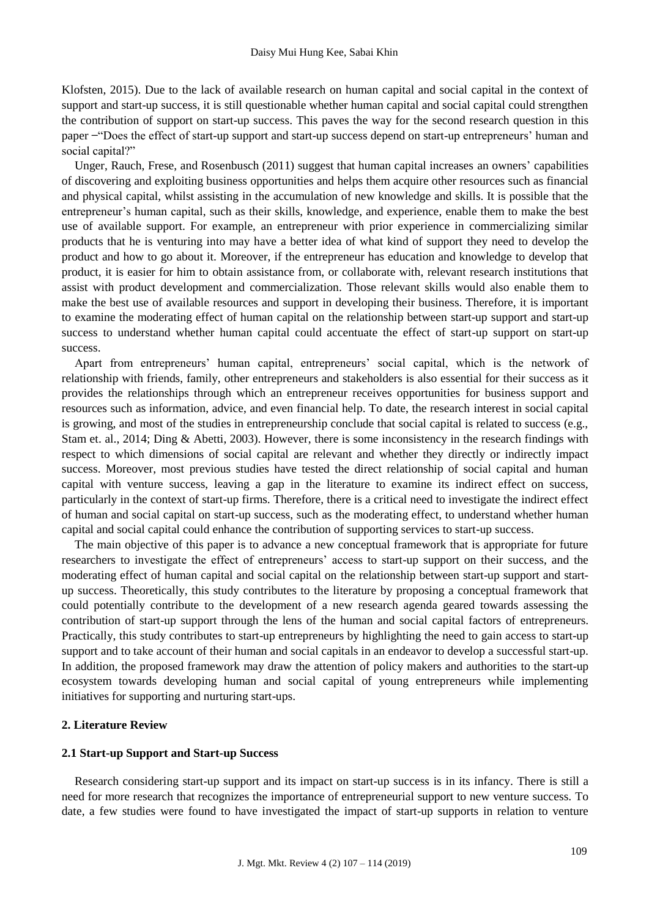Klofsten, 2015). Due to the lack of available research on human capital and social capital in the context of support and start-up success, it is still questionable whether human capital and social capital could strengthen the contribution of support on start-up success. This paves the way for the second research question in this paper ‒"Does the effect of start-up support and start-up success depend on start-up entrepreneurs' human and social capital?"

Unger, Rauch, Frese, and Rosenbusch (2011) suggest that human capital increases an owners' capabilities of discovering and exploiting business opportunities and helps them acquire other resources such as financial and physical capital, whilst assisting in the accumulation of new knowledge and skills. It is possible that the entrepreneur's human capital, such as their skills, knowledge, and experience, enable them to make the best use of available support. For example, an entrepreneur with prior experience in commercializing similar products that he is venturing into may have a better idea of what kind of support they need to develop the product and how to go about it. Moreover, if the entrepreneur has education and knowledge to develop that product, it is easier for him to obtain assistance from, or collaborate with, relevant research institutions that assist with product development and commercialization. Those relevant skills would also enable them to make the best use of available resources and support in developing their business. Therefore, it is important to examine the moderating effect of human capital on the relationship between start-up support and start-up success to understand whether human capital could accentuate the effect of start-up support on start-up success.

Apart from entrepreneurs' human capital, entrepreneurs' social capital, which is the network of relationship with friends, family, other entrepreneurs and stakeholders is also essential for their success as it provides the relationships through which an entrepreneur receives opportunities for business support and resources such as information, advice, and even financial help. To date, the research interest in social capital is growing, and most of the studies in entrepreneurship conclude that social capital is related to success (e.g., Stam et. al., 2014; Ding & Abetti, 2003). However, there is some inconsistency in the research findings with respect to which dimensions of social capital are relevant and whether they directly or indirectly impact success. Moreover, most previous studies have tested the direct relationship of social capital and human capital with venture success, leaving a gap in the literature to examine its indirect effect on success, particularly in the context of start-up firms. Therefore, there is a critical need to investigate the indirect effect of human and social capital on start-up success, such as the moderating effect, to understand whether human capital and social capital could enhance the contribution of supporting services to start-up success.

The main objective of this paper is to advance a new conceptual framework that is appropriate for future researchers to investigate the effect of entrepreneurs' access to start-up support on their success, and the moderating effect of human capital and social capital on the relationship between start-up support and start-up success. Theoretically, this study contributes to the literature by proposing a conceptual framework that could potentially contribute to the development of a new research agenda geared towards assessing the contribution of start-up support through the lens of the human and social capital factors of entrepreneurs. Practically, this study contributes to start-up entrepreneurs by highlighting the need to gain access to start-up support and to take account of their human and social capitals in an endeavor to develop a successful start-up. In addition, the proposed framework may draw the attention of policy makers and authorities to the start-up ecosystem towards developing human and social capital of young entrepreneurs while implementing initiatives for supporting and nurturing start-ups.

## 2. Literature Review

### 2.1 Start-up Support and Start-up Success

Research considering start-up support and its impact on start-up success is in its infancy. There is still a need for more research that recognizes the importance of entrepreneurial support to new venture success. To date, a few studies were found to have investigated the impact of start-up supports in relation to venture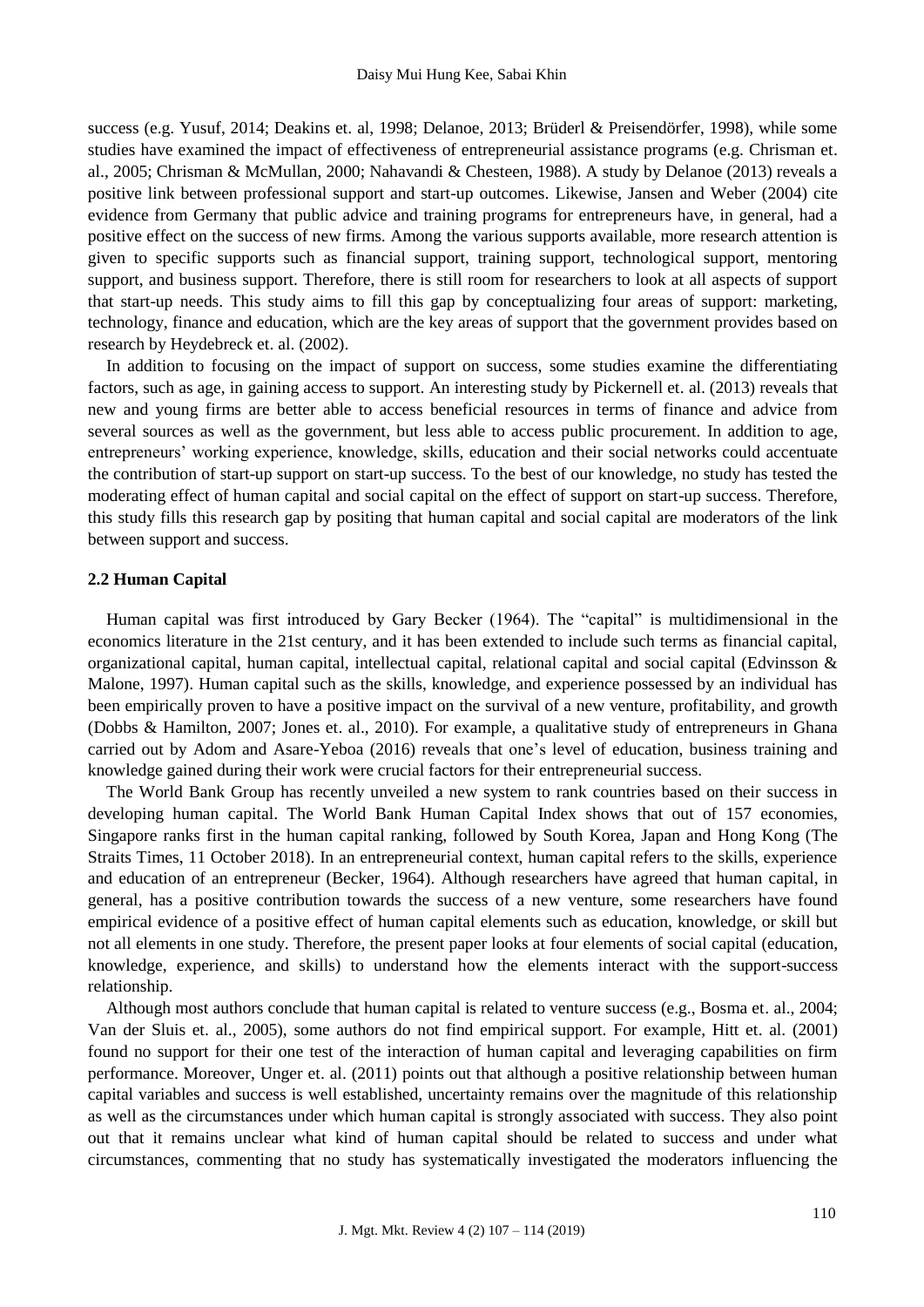success (e.g. Yusuf, 2014; Deakins et. al, 1998; Delanoe, 2013; Brüderl & Preisendörfer, 1998), while some studies have examined the impact of effectiveness of entrepreneurial assistance programs (e.g. Chrisman et. al., 2005; Chrisman & McMullan, 2000; Nahavandi & Chesteen, 1988). A study by Delanoe (2013) reveals a positive link between professional support and start-up outcomes. Likewise, Jansen and Weber (2004) cite evidence from Germany that public advice and training programs for entrepreneurs have, in general, had a positive effect on the success of new firms. Among the various supports available, more research attention is given to specific supports such as financial support, training support, technological support, mentoring support, and business support. Therefore, there is still room for researchers to look at all aspects of support that start-up needs. This study aims to fill this gap by conceptualizing four areas of support: marketing, technology, finance and education, which are the key areas of support that the government provides based on research by Heydebreck et. al. (2002).

In addition to focusing on the impact of support on success, some studies examine the differentiating factors, such as age, in gaining access to support. An interesting study by Pickernell et. al. (2013) reveals that new and young firms are better able to access beneficial resources in terms of finance and advice from several sources as well as the government, but less able to access public procurement. In addition to age, entrepreneurs' working experience, knowledge, skills, education and their social networks could accentuate the contribution of start-up support on start-up success. To the best of our knowledge, no study has tested the moderating effect of human capital and social capital on the effect of support on start-up success. Therefore, this study fills this research gap by positing that human capital and social capital are moderators of the link between support and success.

### 2.2 Human Capital

Human capital was first introduced by Gary Becker (1964). The "capital" is multidimensional in the economics literature in the 21st century, and it has been extended to include such terms as financial capital, organizational capital, human capital, intellectual capital, relational capital and social capital (Edvinsson & Malone, 1997). Human capital such as the skills, knowledge, and experience possessed by an individual has been empirically proven to have a positive impact on the survival of a new venture, profitability, and growth (Dobbs & Hamilton, 2007; Jones et. al., 2010). For example, a qualitative study of entrepreneurs in Ghana carried out by Adom and Asare-Yeboa (2016) reveals that one's level of education, business training and knowledge gained during their work were crucial factors for their entrepreneurial success.

The World Bank Group has recently unveiled a new system to rank countries based on their success in developing human capital. The World Bank Human Capital Index shows that out of 157 economies, Singapore ranks first in the human capital ranking, followed by South Korea, Japan and Hong Kong (The Straits Times, 11 October 2018). In an entrepreneurial context, human capital refers to the skills, experience and education of an entrepreneur (Becker, 1964). Although researchers have agreed that human capital, in general, has a positive contribution towards the success of a new venture, some researchers have found empirical evidence of a positive effect of human capital elements such as education, knowledge, or skill but not all elements in one study. Therefore, the present paper looks at four elements of social capital (education, knowledge, experience, and skills) to understand how the elements interact with the support-success relationship.

Although most authors conclude that human capital is related to venture success (e.g., Bosma et. al., 2004; Van der Sluis et. al., 2005), some authors do not find empirical support. For example, Hitt et. al. (2001) found no support for their one test of the interaction of human capital and leveraging capabilities on firm performance. Moreover, Unger et. al. (2011) points out that although a positive relationship between human capital variables and success is well established, uncertainty remains over the magnitude of this relationship as well as the circumstances under which human capital is strongly associated with success. They also point out that it remains unclear what kind of human capital should be related to success and under what circumstances, commenting that no study has systematically investigated the moderators influencing the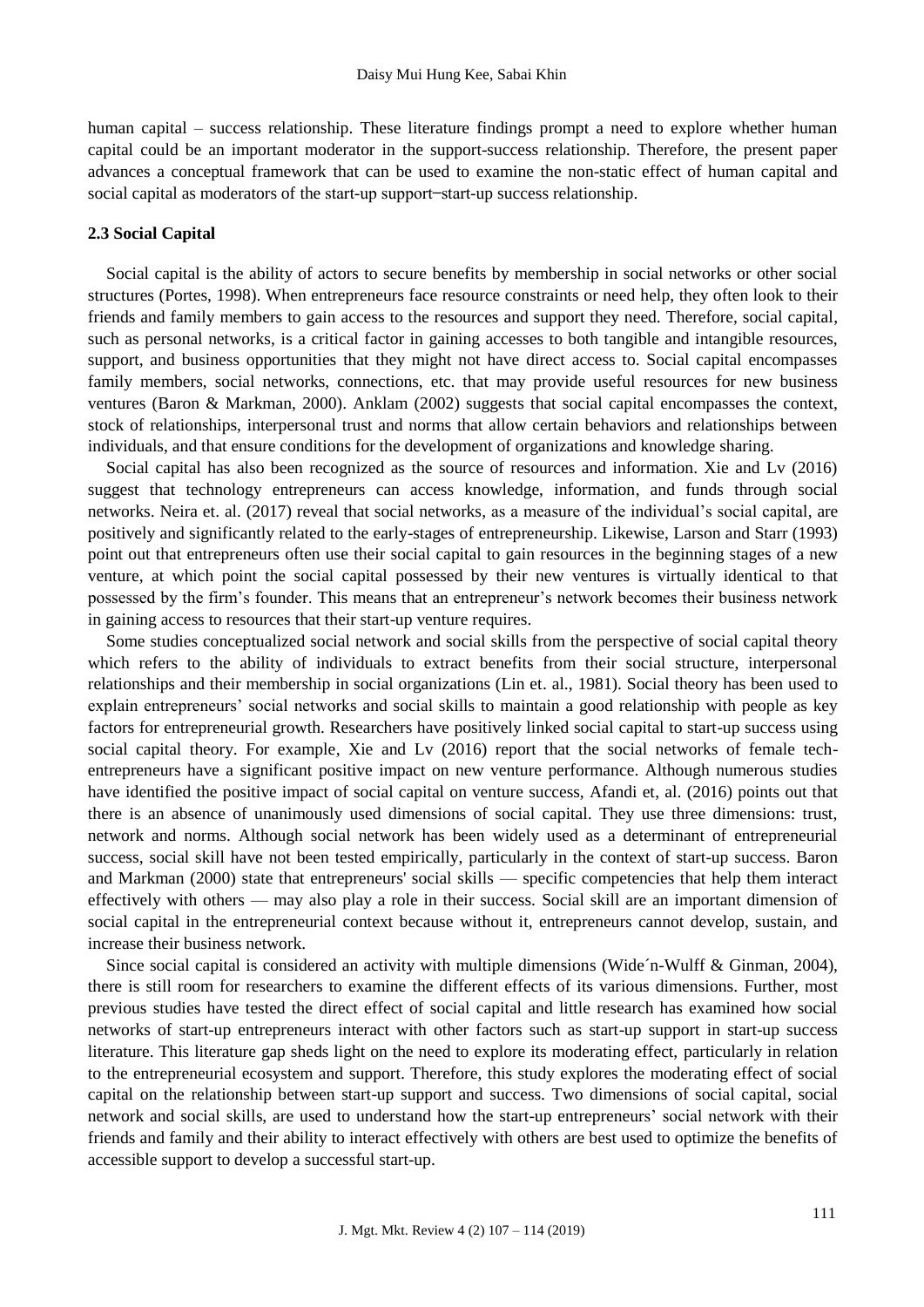human capital – success relationship. These literature findings prompt a need to explore whether human capital could be an important moderator in the support-success relationship. Therefore, the present paper advances a conceptual framework that can be used to examine the non-static effect of human capital and social capital as moderators of the start-up support‒start-up success relationship.

### 2.3 Social Capital

Social capital is the ability of actors to secure benefits by membership in social networks or other social structures (Portes, 1998). When entrepreneurs face resource constraints or need help, they often look to their friends and family members to gain access to the resources and support they need. Therefore, social capital, such as personal networks, is a critical factor in gaining accesses to both tangible and intangible resources, support, and business opportunities that they might not have direct access to. Social capital encompasses family members, social networks, connections, etc. that may provide useful resources for new business ventures (Baron & Markman, 2000). Anklam (2002) suggests that social capital encompasses the context, stock of relationships, interpersonal trust and norms that allow certain behaviors and relationships between individuals, and that ensure conditions for the development of organizations and knowledge sharing.

Social capital has also been recognized as the source of resources and information. Xie and Lv (2016) suggest that technology entrepreneurs can access knowledge, information, and funds through social networks. Neira et. al. (2017) reveal that social networks, as a measure of the individual's social capital, are positively and significantly related to the early-stages of entrepreneurship. Likewise, Larson and Starr (1993) point out that entrepreneurs often use their social capital to gain resources in the beginning stages of a new venture, at which point the social capital possessed by their new ventures is virtually identical to that possessed by the firm's founder. This means that an entrepreneur's network becomes their business network in gaining access to resources that their start-up venture requires.

Some studies conceptualized social network and social skills from the perspective of social capital theory which refers to the ability of individuals to extract benefits from their social structure, interpersonal relationships and their membership in social organizations (Lin et. al., 1981). Social theory has been used to explain entrepreneurs' social networks and social skills to maintain a good relationship with people as key factors for entrepreneurial growth. Researchers have positively linked social capital to start-up success using social capital theory. For example, Xie and Lv (2016) report that the social networks of female tech-entrepreneurs have a significant positive impact on new venture performance. Although numerous studies have identified the positive impact of social capital on venture success, Afandi et, al. (2016) points out that there is an absence of unanimously used dimensions of social capital. They use three dimensions: trust, network and norms. Although social network has been widely used as a determinant of entrepreneurial success, social skill have not been tested empirically, particularly in the context of start-up success. Baron and Markman (2000) state that entrepreneurs' social skills — specific competencies that help them interact effectively with others — may also play a role in their success. Social skill are an important dimension of social capital in the entrepreneurial context because without it, entrepreneurs cannot develop, sustain, and increase their business network.

Since social capital is considered an activity with multiple dimensions (Wide´n-Wulff & Ginman, 2004), there is still room for researchers to examine the different effects of its various dimensions. Further, most previous studies have tested the direct effect of social capital and little research has examined how social networks of start-up entrepreneurs interact with other factors such as start-up support in start-up success literature. This literature gap sheds light on the need to explore its moderating effect, particularly in relation to the entrepreneurial ecosystem and support. Therefore, this study explores the moderating effect of social capital on the relationship between start-up support and success. Two dimensions of social capital, social network and social skills, are used to understand how the start-up entrepreneurs' social network with their friends and family and their ability to interact effectively with others are best used to optimize the benefits of accessible support to develop a successful start-up.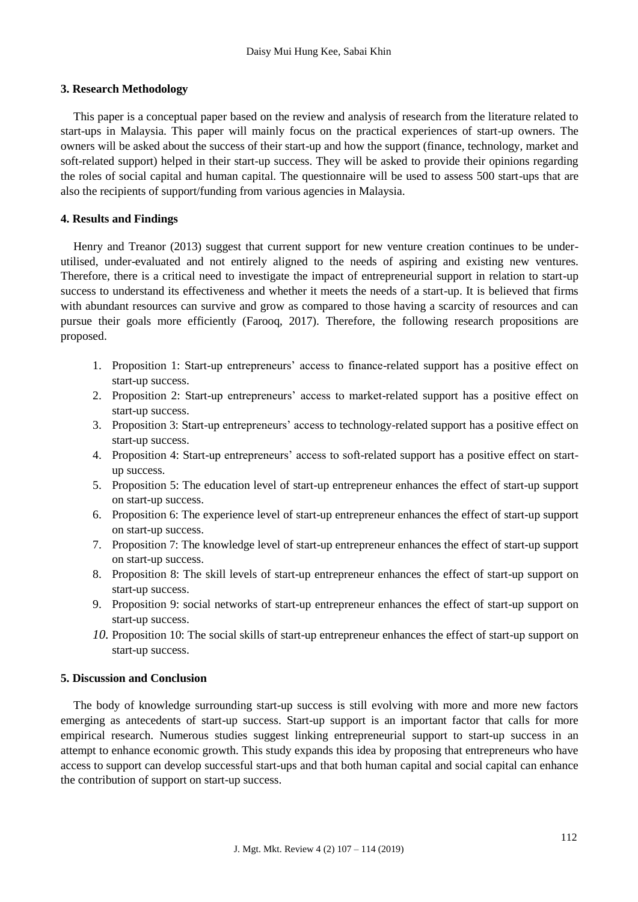### 3. Research Methodology

This paper is a conceptual paper based on the review and analysis of research from the literature related to start-ups in Malaysia. This paper will mainly focus on the practical experiences of start-up owners. The owners will be asked about the success of their start-up and how the support (finance, technology, market and soft-related support) helped in their start-up success. They will be asked to provide their opinions regarding the roles of social capital and human capital. The questionnaire will be used to assess 500 start-ups that are also the recipients of support/funding from various agencies in Malaysia.

### 4. Results and Findings

Henry and Treanor (2013) suggest that current support for new venture creation continues to be under-utilised, under-evaluated and not entirely aligned to the needs of aspiring and existing new ventures. Therefore, there is a critical need to investigate the impact of entrepreneurial support in relation to start-up success to understand its effectiveness and whether it meets the needs of a start-up. It is believed that firms with abundant resources can survive and grow as compared to those having a scarcity of resources and can pursue their goals more efficiently (Farooq, 2017). Therefore, the following research propositions are proposed.

1. Proposition 1: Start-up entrepreneurs' access to finance-related support has a positive effect on start-up success.
2. Proposition 2: Start-up entrepreneurs' access to market-related support has a positive effect on start-up success.
3. Proposition 3: Start-up entrepreneurs' access to technology-related support has a positive effect on start-up success.
4. Proposition 4: Start-up entrepreneurs' access to soft-related support has a positive effect on start-up success.
5. Proposition 5: The education level of start-up entrepreneur enhances the effect of start-up support on start-up success.
6. Proposition 6: The experience level of start-up entrepreneur enhances the effect of start-up support on start-up success.
7. Proposition 7: The knowledge level of start-up entrepreneur enhances the effect of start-up support on start-up success.
8. Proposition 8: The skill levels of start-up entrepreneur enhances the effect of start-up support on start-up success.
9. Proposition 9: social networks of start-up entrepreneur enhances the effect of start-up support on start-up success.
10. Proposition 10: The social skills of start-up entrepreneur enhances the effect of start-up support on start-up success.

### 5. Discussion and Conclusion

The body of knowledge surrounding start-up success is still evolving with more and more new factors emerging as antecedents of start-up success. Start-up support is an important factor that calls for more empirical research. Numerous studies suggest linking entrepreneurial support to start-up success in an attempt to enhance economic growth. This study expands this idea by proposing that entrepreneurs who have access to support can develop successful start-ups and that both human capital and social capital can enhance the contribution of support on start-up success.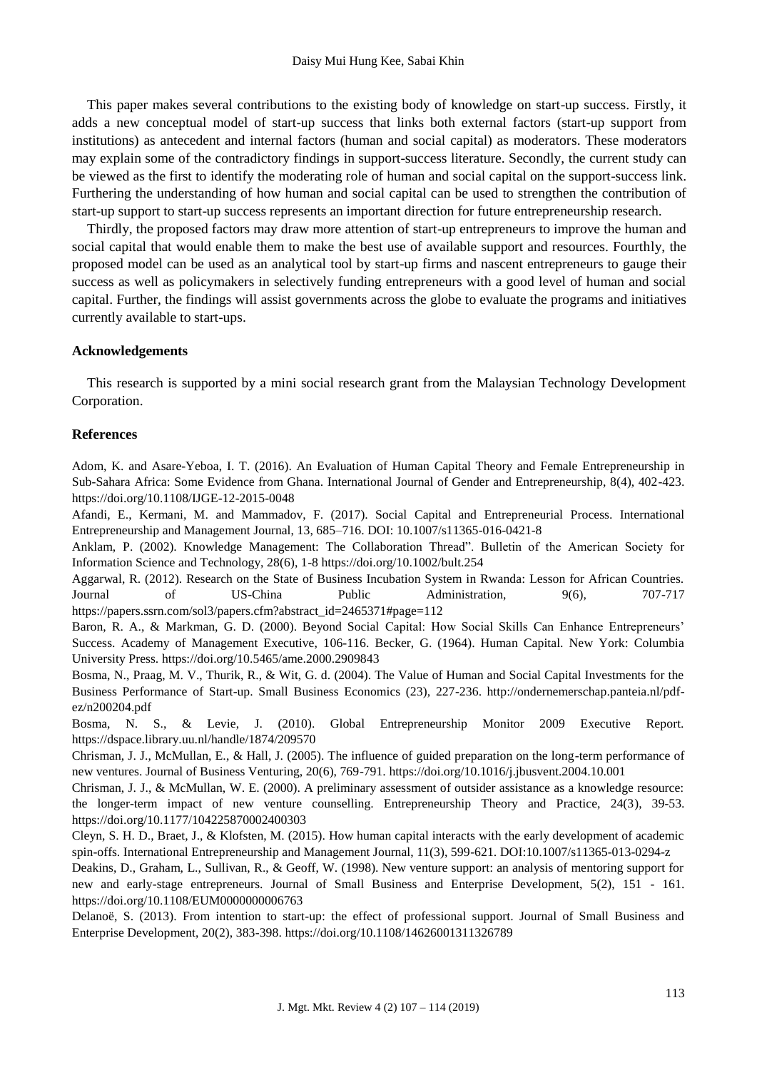This paper makes several contributions to the existing body of knowledge on start-up success. Firstly, it adds a new conceptual model of start-up success that links both external factors (start-up support from institutions) as antecedent and internal factors (human and social capital) as moderators. These moderators may explain some of the contradictory findings in support-success literature. Secondly, the current study can be viewed as the first to identify the moderating role of human and social capital on the support-success link. Furthering the understanding of how human and social capital can be used to strengthen the contribution of start-up support to start-up success represents an important direction for future entrepreneurship research.

Thirdly, the proposed factors may draw more attention of start-up entrepreneurs to improve the human and social capital that would enable them to make the best use of available support and resources. Fourthly, the proposed model can be used as an analytical tool by start-up firms and nascent entrepreneurs to gauge their success as well as policymakers in selectively funding entrepreneurs with a good level of human and social capital. Further, the findings will assist governments across the globe to evaluate the programs and initiatives currently available to start-ups.

## Acknowledgements

This research is supported by a mini social research grant from the Malaysian Technology Development Corporation.

## References

Adom, K. and Asare-Yeboa, I. T. (2016). An Evaluation of Human Capital Theory and Female Entrepreneurship in Sub-Sahara Africa: Some Evidence from Ghana. International Journal of Gender and Entrepreneurship, 8(4), 402-423. https://doi.org/10.1108/IJGE-12-2015-0048

Afandi, E., Kermani, M. and Mammadov, F. (2017). Social Capital and Entrepreneurial Process. International Entrepreneurship and Management Journal, 13, 685–716. DOI: 10.1007/s11365-016-0421-8

Anklam, P. (2002). Knowledge Management: The Collaboration Thread". Bulletin of the American Society for Information Science and Technology, 28(6), 1-8 https://doi.org/10.1002/bult.254

Aggarwal, R. (2012). Research on the State of Business Incubation System in Rwanda: Lesson for African Countries. Journal of US-China Public Administration, 9(6), 707-717 https://papers.ssrn.com/sol3/papers.cfm?abstract_id=2465371#page=112

Baron, R. A., & Markman, G. D. (2000). Beyond Social Capital: How Social Skills Can Enhance Entrepreneurs' Success. Academy of Management Executive, 106-116. Becker, G. (1964). Human Capital. New York: Columbia University Press. https://doi.org/10.5465/ame.2000.2909843

Bosma, N., Praag, M. V., Thurik, R., & Wit, G. d. (2004). The Value of Human and Social Capital Investments for the Business Performance of Start-up. Small Business Economics (23), 227-236. http://ondernemerschap.panteia.nl/pdf-ez/n200204.pdf

Bosma, N. S., & Levie, J. (2010). Global Entrepreneurship Monitor 2009 Executive Report. https://dspace.library.uu.nl/handle/1874/209570

Chrisman, J. J., McMullan, E., & Hall, J. (2005). The influence of guided preparation on the long-term performance of new ventures. Journal of Business Venturing, 20(6), 769-791. https://doi.org/10.1016/j.jbusvent.2004.10.001

Chrisman, J. J., & McMullan, W. E. (2000). A preliminary assessment of outsider assistance as a knowledge resource: the longer-term impact of new venture counselling. Entrepreneurship Theory and Practice, 24(3), 39-53. https://doi.org/10.1177/104225870002400303

Cleyn, S. H. D., Braet, J., & Klofsten, M. (2015). How human capital interacts with the early development of academic spin-offs. International Entrepreneurship and Management Journal, 11(3), 599-621. DOI:10.1007/s11365-013-0294-z

Deakins, D., Graham, L., Sullivan, R., & Geoff, W. (1998). New venture support: an analysis of mentoring support for new and early-stage entrepreneurs. Journal of Small Business and Enterprise Development, 5(2), 151 - 161. https://doi.org/10.1108/EUM0000000006763

Delanoë, S. (2013). From intention to start-up: the effect of professional support. Journal of Small Business and Enterprise Development, 20(2), 383-398. https://doi.org/10.1108/14626001311326789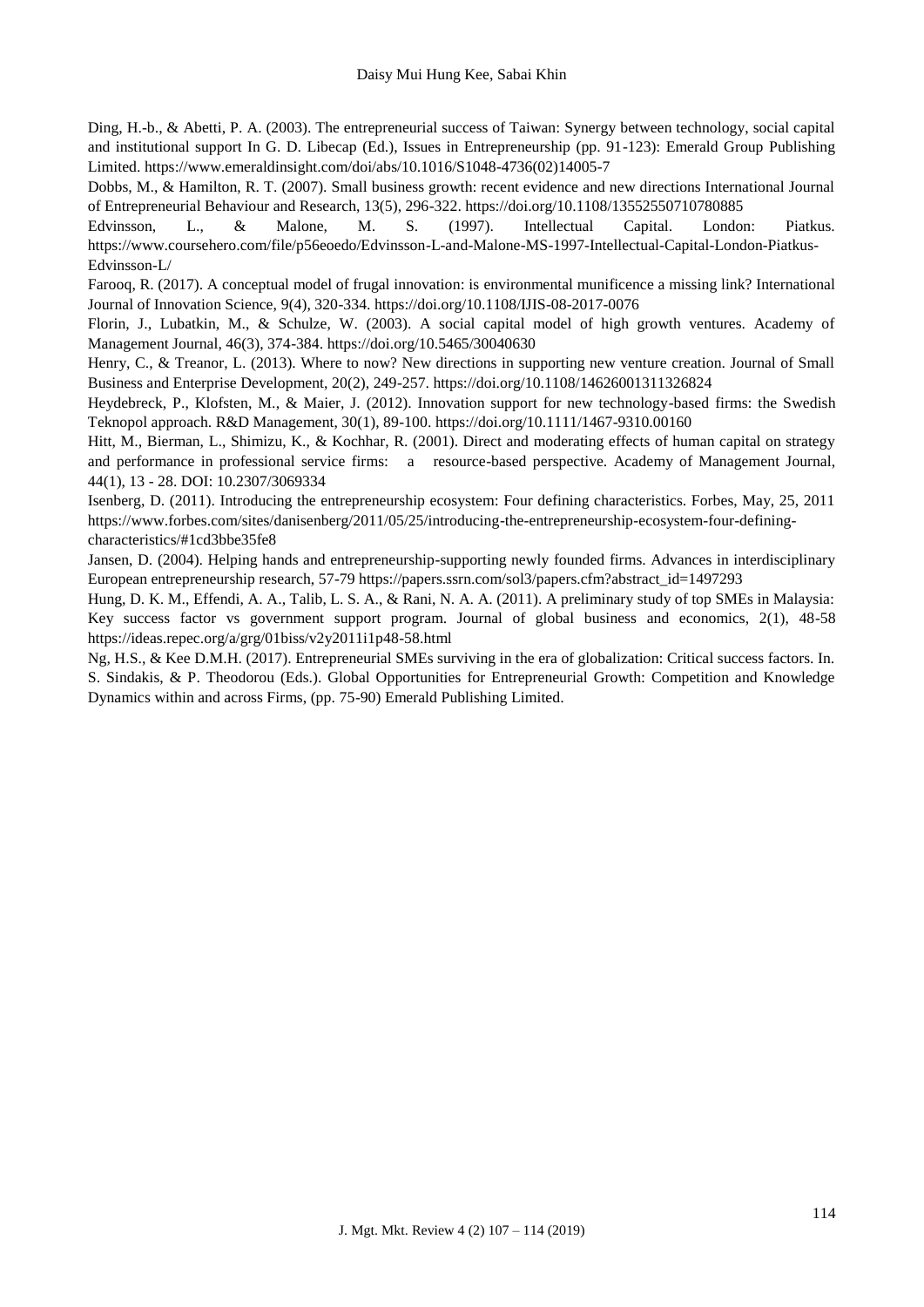Ding, H.-b., & Abetti, P. A. (2003). The entrepreneurial success of Taiwan: Synergy between technology, social capital and institutional support In G. D. Libecap (Ed.), Issues in Entrepreneurship (pp. 91-123): Emerald Group Publishing Limited. https://www.emeraldinsight.com/doi/abs/10.1016/S1048-4736(02)14005-7

Dobbs, M., & Hamilton, R. T. (2007). Small business growth: recent evidence and new directions International Journal of Entrepreneurial Behaviour and Research, 13(5), 296-322. https://doi.org/10.1108/13552550710780885

Edvinsson, L., & Malone, M. S. (1997). Intellectual Capital. London: Piatkus. https://www.coursehero.com/file/p56eoedo/Edvinsson-L-and-Malone-MS-1997-Intellectual-Capital-London-Piatkus-Edvinsson-L/

Farooq, R. (2017). A conceptual model of frugal innovation: is environmental munificence a missing link? International Journal of Innovation Science, 9(4), 320-334. https://doi.org/10.1108/IJIS-08-2017-0076

Florin, J., Lubatkin, M., & Schulze, W. (2003). A social capital model of high growth ventures. Academy of Management Journal, 46(3), 374-384. https://doi.org/10.5465/30040630

Henry, C., & Treanor, L. (2013). Where to now? New directions in supporting new venture creation. Journal of Small Business and Enterprise Development, 20(2), 249-257. https://doi.org/10.1108/14626001311326824

Heydebreck, P., Klofsten, M., & Maier, J. (2012). Innovation support for new technology-based firms: the Swedish Teknopol approach. R&D Management, 30(1), 89-100. https://doi.org/10.1111/1467-9310.00160

Hitt, M., Bierman, L., Shimizu, K., & Kochhar, R. (2001). Direct and moderating effects of human capital on strategy and performance in professional service firms: a resource-based perspective. Academy of Management Journal, 44(1), 13 - 28. DOI: 10.2307/3069334

Isenberg, D. (2011). Introducing the entrepreneurship ecosystem: Four defining characteristics. Forbes, May, 25, 2011 https://www.forbes.com/sites/danisenberg/2011/05/25/introducing-the-entrepreneurship-ecosystem-four-defining-characteristics/#1cd3bbe35fe8

Jansen, D. (2004). Helping hands and entrepreneurship-supporting newly founded firms. Advances in interdisciplinary European entrepreneurship research, 57-79 https://papers.ssrn.com/sol3/papers.cfm?abstract_id=1497293

Hung, D. K. M., Effendi, A. A., Talib, L. S. A., & Rani, N. A. A. (2011). A preliminary study of top SMEs in Malaysia: Key success factor vs government support program. Journal of global business and economics, 2(1), 48-58 https://ideas.repec.org/a/grg/01biss/v2y2011i1p48-58.html

Ng, H.S., & Kee D.M.H. (2017). Entrepreneurial SMEs surviving in the era of globalization: Critical success factors. In. S. Sindakis, & P. Theodorou (Eds.). Global Opportunities for Entrepreneurial Growth: Competition and Knowledge Dynamics within and across Firms, (pp. 75-90) Emerald Publishing Limited.